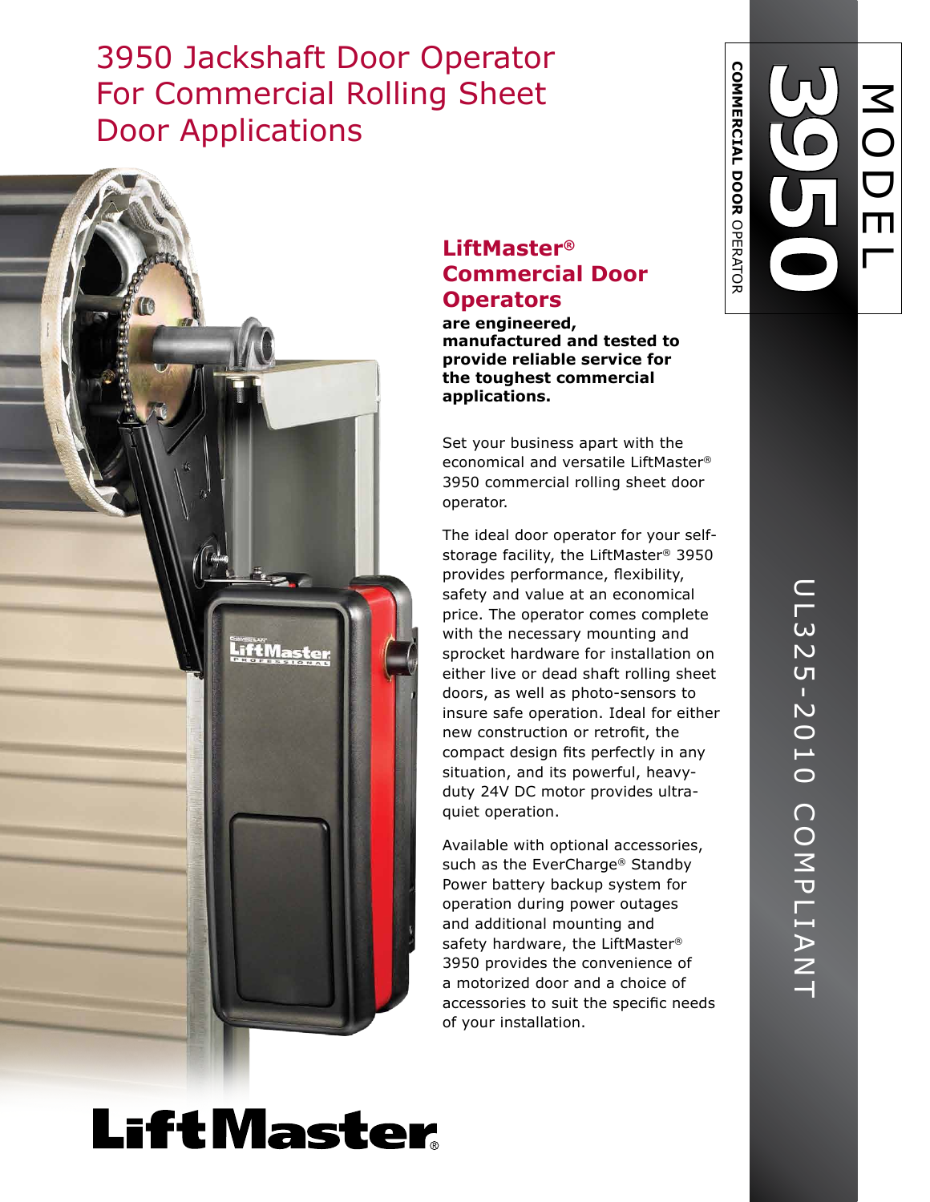# 3950 Jackshaft Door Operator For Commercial Rolling Sheet Door Applications

MODEL 3950

COMMERCIAL DOOR OPERATOR

UL325-2010 COMPLIANT

## LiftMaster® Commercial Door Operators

**are engineered, manufactured and tested to provide reliable service for the toughest commercial applications.**

Set your business apart with the economical and versatile LiftMaster® 3950 commercial rolling sheet door operator.

The ideal door operator for your self-storage facility, the LiftMaster® 3950 provides performance, flexibility, safety and value at an economical price. The operator comes complete with the necessary mounting and sprocket hardware for installation on either live or dead shaft rolling sheet doors, as well as photo-sensors to insure safe operation. Ideal for either new construction or retrofit, the compact design fits perfectly in any situation, and its powerful, heavy-duty 24V DC motor provides ultra-quiet operation.

Available with optional accessories, such as the EverCharge® Standby Power battery backup system for operation during power outages and additional mounting and safety hardware, the LiftMaster® 3950 provides the convenience of a motorized door and a choice of accessories to suit the specific needs of your installation.

LiftMaster®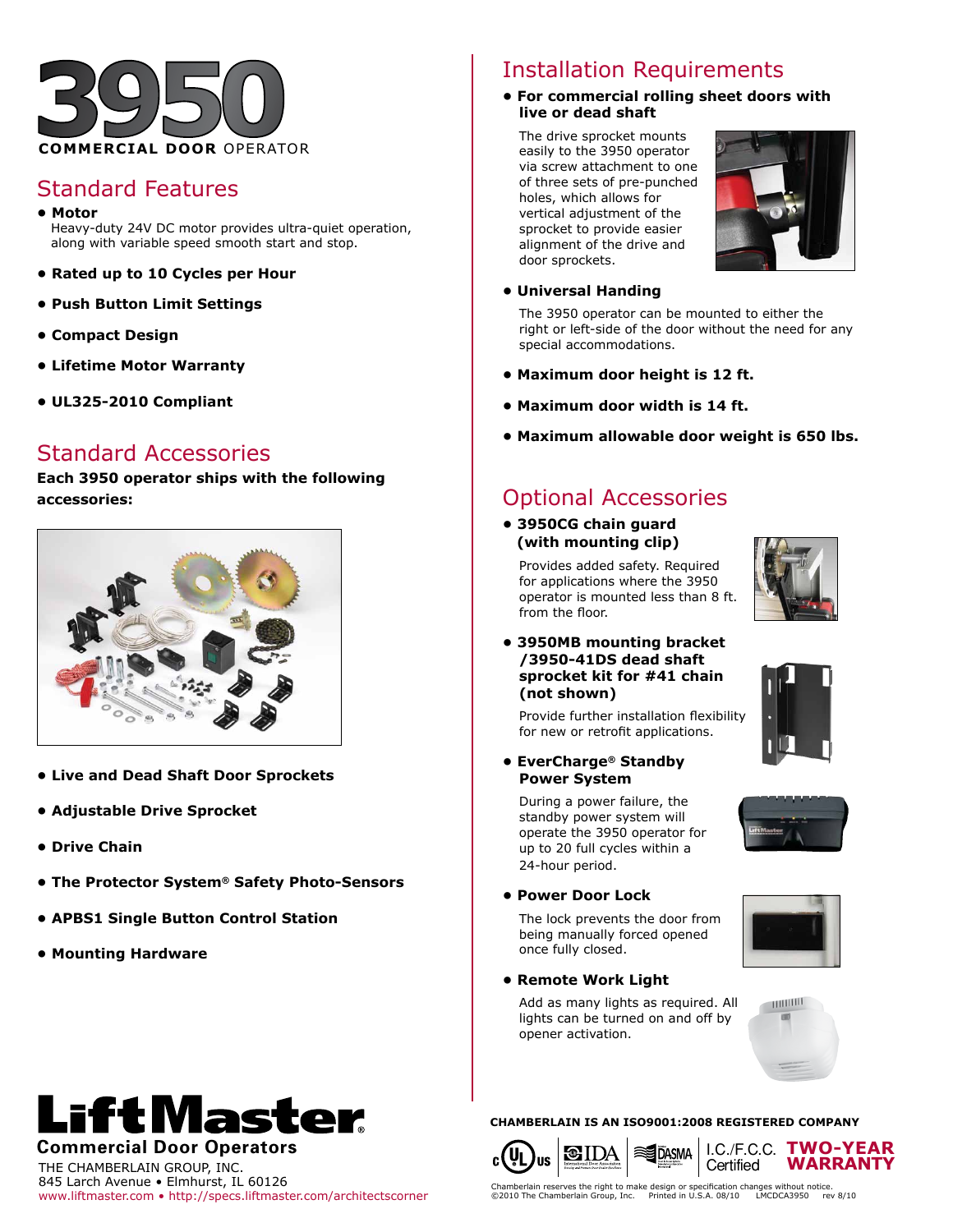# 3950

**COMMERCIAL DOOR** OPERATOR

## Standard Features

- **Motor**
  Heavy-duty 24V DC motor provides ultra-quiet operation, along with variable speed smooth start and stop.
- **Rated up to 10 Cycles per Hour**
- **Push Button Limit Settings**
- **Compact Design**
- **Lifetime Motor Warranty**
- **UL325-2010 Compliant**

## Standard Accessories

**Each 3950 operator ships with the following accessories:**

- **Live and Dead Shaft Door Sprockets**
- **Adjustable Drive Sprocket**
- **Drive Chain**
- **The Protector System® Safety Photo-Sensors**
- **APBS1 Single Button Control Station**
- **Mounting Hardware**

## Installation Requirements

- **For commercial rolling sheet doors with live or dead shaft**
  The drive sprocket mounts easily to the 3950 operator via screw attachment to one of three sets of pre-punched holes, which allows for vertical adjustment of the sprocket to provide easier alignment of the drive and door sprockets.
- **Universal Handing**
  The 3950 operator can be mounted to either the right or left-side of the door without the need for any special accommodations.
- **Maximum door height is 12 ft.**
- **Maximum door width is 14 ft.**
- **Maximum allowable door weight is 650 lbs.**

## Optional Accessories

- **3950CG chain guard (with mounting clip)**
  Provides added safety. Required for applications where the 3950 operator is mounted less than 8 ft. from the floor.
- **3950MB mounting bracket /3950-41DS dead shaft sprocket kit for #41 chain (not shown)**
  Provide further installation flexibility for new or retrofit applications.
- **EverCharge® Standby Power System**
  During a power failure, the standby power system will operate the 3950 operator for up to 20 full cycles within a 24-hour period.
- **Power Door Lock**
  The lock prevents the door from being manually forced opened once fully closed.
- **Remote Work Light**
  Add as many lights as required. All lights can be turned on and off by opener activation.

**LiftMaster®**
**Commercial Door Operators**

THE CHAMBERLAIN GROUP, INC.
845 Larch Avenue • Elmhurst, IL 60126
www.liftmaster.com • http://specs.liftmaster.com/architectscorner

**CHAMBERLAIN IS AN ISO9001:2008 REGISTERED COMPANY**

c UL us | IDA | DASMA | I.C./F.C.C. Certified | **TWO-YEAR WARRANTY**

Chamberlain reserves the right to make design or specification changes without notice.
©2010 The Chamberlain Group, Inc. Printed in U.S.A. 08/10 LMCDCA3950 rev 8/10